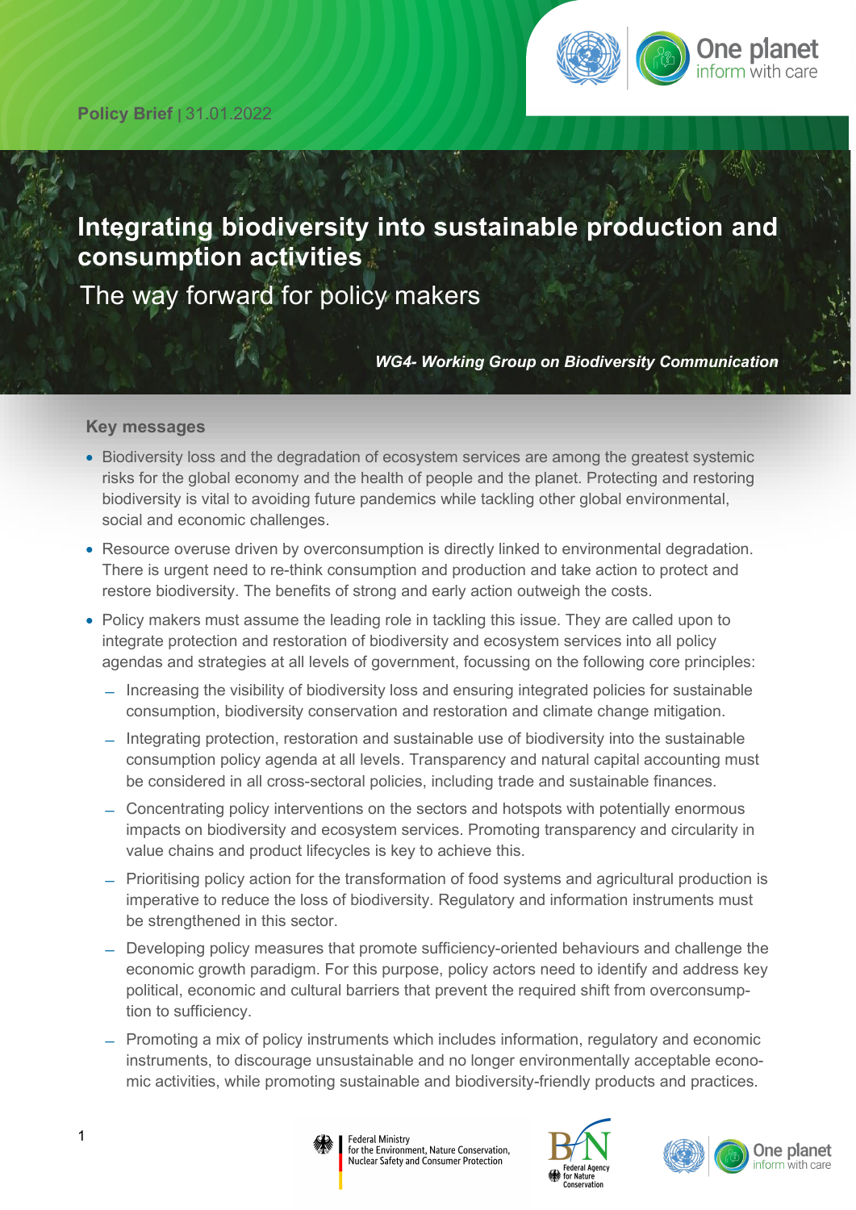Policy Brief | 31.01.2022

# Integrating biodiversity into sustainable production and consumption activities

## The way forward for policy makers

***WG4- Working Group on Biodiversity Communication***

### Key messages

- Biodiversity loss and the degradation of ecosystem services are among the greatest systemic risks for the global economy and the health of people and the planet. Protecting and restoring biodiversity is vital to avoiding future pandemics while tackling other global environmental, social and economic challenges.
- Resource overuse driven by overconsumption is directly linked to environmental degradation. There is urgent need to re-think consumption and production and take action to protect and restore biodiversity. The benefits of strong and early action outweigh the costs.
- Policy makers must assume the leading role in tackling this issue. They are called upon to integrate protection and restoration of biodiversity and ecosystem services into all policy agendas and strategies at all levels of government, focussing on the following core principles:
  - Increasing the visibility of biodiversity loss and ensuring integrated policies for sustainable consumption, biodiversity conservation and restoration and climate change mitigation.
  - Integrating protection, restoration and sustainable use of biodiversity into the sustainable consumption policy agenda at all levels. Transparency and natural capital accounting must be considered in all cross-sectoral policies, including trade and sustainable finances.
  - Concentrating policy interventions on the sectors and hotspots with potentially enormous impacts on biodiversity and ecosystem services. Promoting transparency and circularity in value chains and product lifecycles is key to achieve this.
  - Prioritising policy action for the transformation of food systems and agricultural production is imperative to reduce the loss of biodiversity. Regulatory and information instruments must be strengthened in this sector.
  - Developing policy measures that promote sufficiency-oriented behaviours and challenge the economic growth paradigm. For this purpose, policy actors need to identify and address key political, economic and cultural barriers that prevent the required shift from overconsumption to sufficiency.
  - Promoting a mix of policy instruments which includes information, regulatory and economic instruments, to discourage unsustainable and no longer environmentally acceptable economic activities, while promoting sustainable and biodiversity-friendly products and practices.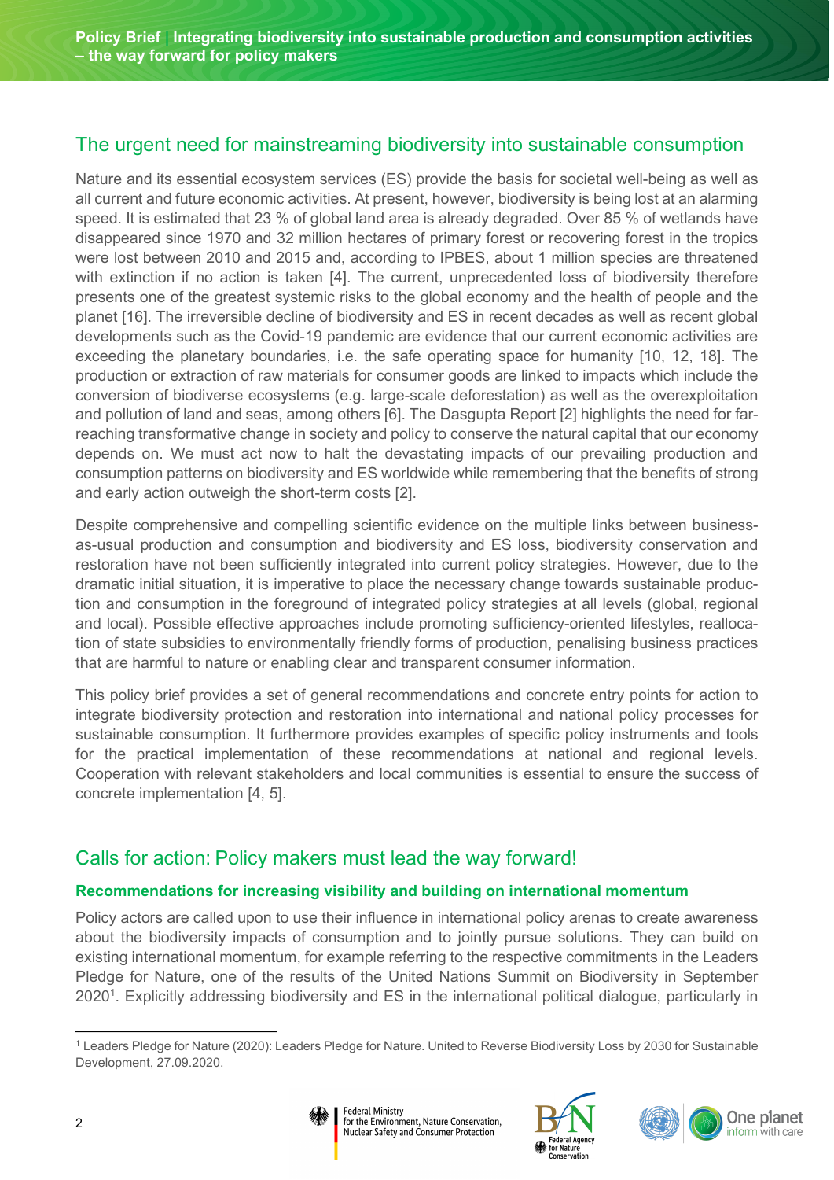## The urgent need for mainstreaming biodiversity into sustainable consumption

Nature and its essential ecosystem services (ES) provide the basis for societal well-being as well as all current and future economic activities. At present, however, biodiversity is being lost at an alarming speed. It is estimated that 23 % of global land area is already degraded. Over 85 % of wetlands have disappeared since 1970 and 32 million hectares of primary forest or recovering forest in the tropics were lost between 2010 and 2015 and, according to IPBES, about 1 million species are threatened with extinction if no action is taken [4]. The current, unprecedented loss of biodiversity therefore presents one of the greatest systemic risks to the global economy and the health of people and the planet [16]. The irreversible decline of biodiversity and ES in recent decades as well as recent global developments such as the Covid-19 pandemic are evidence that our current economic activities are exceeding the planetary boundaries, i.e. the safe operating space for humanity [10, 12, 18]. The production or extraction of raw materials for consumer goods are linked to impacts which include the conversion of biodiverse ecosystems (e.g. large-scale deforestation) as well as the overexploitation and pollution of land and seas, among others [6]. The Dasgupta Report [2] highlights the need for far-reaching transformative change in society and policy to conserve the natural capital that our economy depends on. We must act now to halt the devastating impacts of our prevailing production and consumption patterns on biodiversity and ES worldwide while remembering that the benefits of strong and early action outweigh the short-term costs [2].

Despite comprehensive and compelling scientific evidence on the multiple links between business-as-usual production and consumption and biodiversity and ES loss, biodiversity conservation and restoration have not been sufficiently integrated into current policy strategies. However, due to the dramatic initial situation, it is imperative to place the necessary change towards sustainable production and consumption in the foreground of integrated policy strategies at all levels (global, regional and local). Possible effective approaches include promoting sufficiency-oriented lifestyles, reallocation of state subsidies to environmentally friendly forms of production, penalising business practices that are harmful to nature or enabling clear and transparent consumer information.

This policy brief provides a set of general recommendations and concrete entry points for action to integrate biodiversity protection and restoration into international and national policy processes for sustainable consumption. It furthermore provides examples of specific policy instruments and tools for the practical implementation of these recommendations at national and regional levels. Cooperation with relevant stakeholders and local communities is essential to ensure the success of concrete implementation [4, 5].

## Calls for action: Policy makers must lead the way forward!

### Recommendations for increasing visibility and building on international momentum

Policy actors are called upon to use their influence in international policy arenas to create awareness about the biodiversity impacts of consumption and to jointly pursue solutions. They can build on existing international momentum, for example referring to the respective commitments in the Leaders Pledge for Nature, one of the results of the United Nations Summit on Biodiversity in September 2020[1]. Explicitly addressing biodiversity and ES in the international political dialogue, particularly in

[1] Leaders Pledge for Nature (2020): Leaders Pledge for Nature. United to Reverse Biodiversity Loss by 2030 for Sustainable Development, 27.09.2020.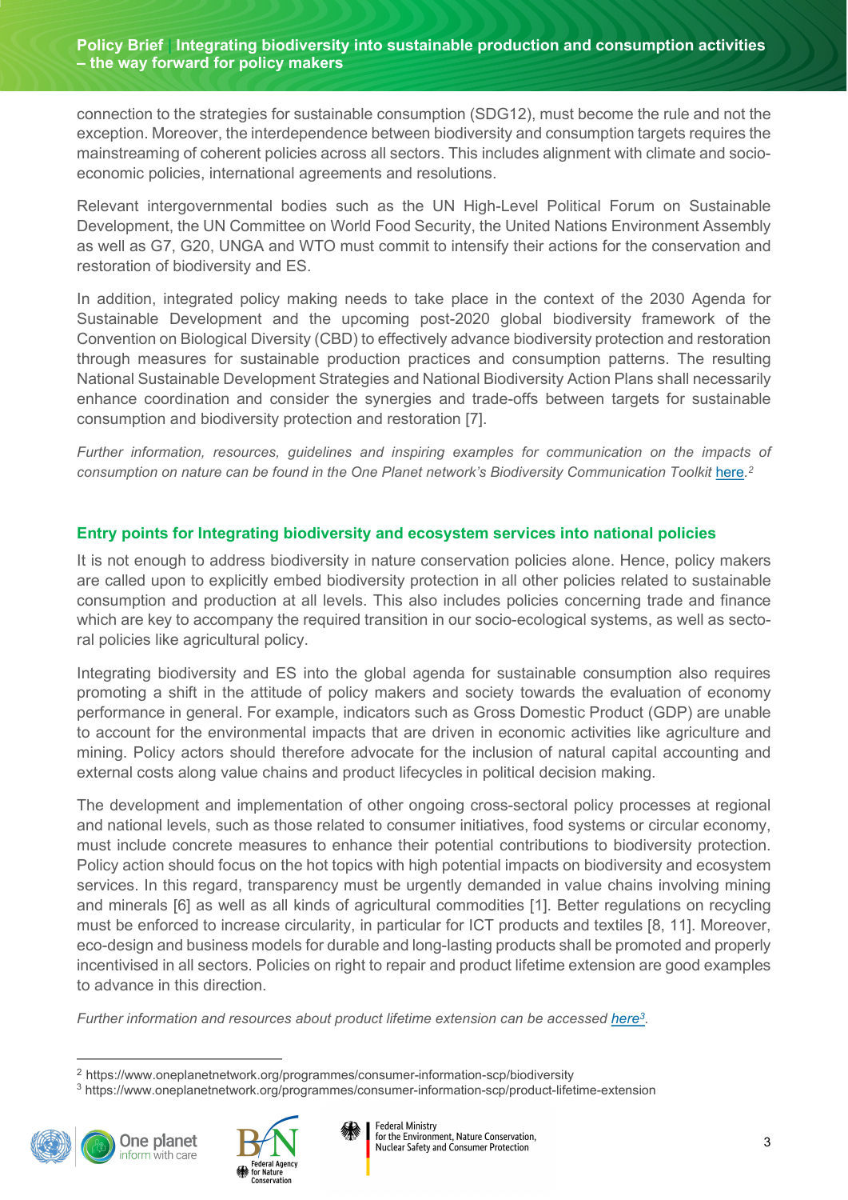connection to the strategies for sustainable consumption (SDG12), must become the rule and not the exception. Moreover, the interdependence between biodiversity and consumption targets requires the mainstreaming of coherent policies across all sectors. This includes alignment with climate and socio-economic policies, international agreements and resolutions.

Relevant intergovernmental bodies such as the UN High-Level Political Forum on Sustainable Development, the UN Committee on World Food Security, the United Nations Environment Assembly as well as G7, G20, UNGA and WTO must commit to intensify their actions for the conservation and restoration of biodiversity and ES.

In addition, integrated policy making needs to take place in the context of the 2030 Agenda for Sustainable Development and the upcoming post-2020 global biodiversity framework of the Convention on Biological Diversity (CBD) to effectively advance biodiversity protection and restoration through measures for sustainable production practices and consumption patterns. The resulting National Sustainable Development Strategies and National Biodiversity Action Plans shall necessarily enhance coordination and consider the synergies and trade-offs between targets for sustainable consumption and biodiversity protection and restoration [7].

*Further information, resources, guidelines and inspiring examples for communication on the impacts of consumption on nature can be found in the One Planet network's Biodiversity Communication Toolkit here.[2]*

## Entry points for Integrating biodiversity and ecosystem services into national policies

It is not enough to address biodiversity in nature conservation policies alone. Hence, policy makers are called upon to explicitly embed biodiversity protection in all other policies related to sustainable consumption and production at all levels. This also includes policies concerning trade and finance which are key to accompany the required transition in our socio-ecological systems, as well as sectoral policies like agricultural policy.

Integrating biodiversity and ES into the global agenda for sustainable consumption also requires promoting a shift in the attitude of policy makers and society towards the evaluation of economy performance in general. For example, indicators such as Gross Domestic Product (GDP) are unable to account for the environmental impacts that are driven in economic activities like agriculture and mining. Policy actors should therefore advocate for the inclusion of natural capital accounting and external costs along value chains and product lifecycles in political decision making.

The development and implementation of other ongoing cross-sectoral policy processes at regional and national levels, such as those related to consumer initiatives, food systems or circular economy, must include concrete measures to enhance their potential contributions to biodiversity protection. Policy action should focus on the hot topics with high potential impacts on biodiversity and ecosystem services. In this regard, transparency must be urgently demanded in value chains involving mining and minerals [6] as well as all kinds of agricultural commodities [1]. Better regulations on recycling must be enforced to increase circularity, in particular for ICT products and textiles [8, 11]. Moreover, eco-design and business models for durable and long-lasting products shall be promoted and properly incentivised in all sectors. Policies on right to repair and product lifetime extension are good examples to advance in this direction.

*Further information and resources about product lifetime extension can be accessed here[3].*

---

[2] https://www.oneplanetnetwork.org/programmes/consumer-information-scp/biodiversity

[3] https://www.oneplanetnetwork.org/programmes/consumer-information-scp/product-lifetime-extension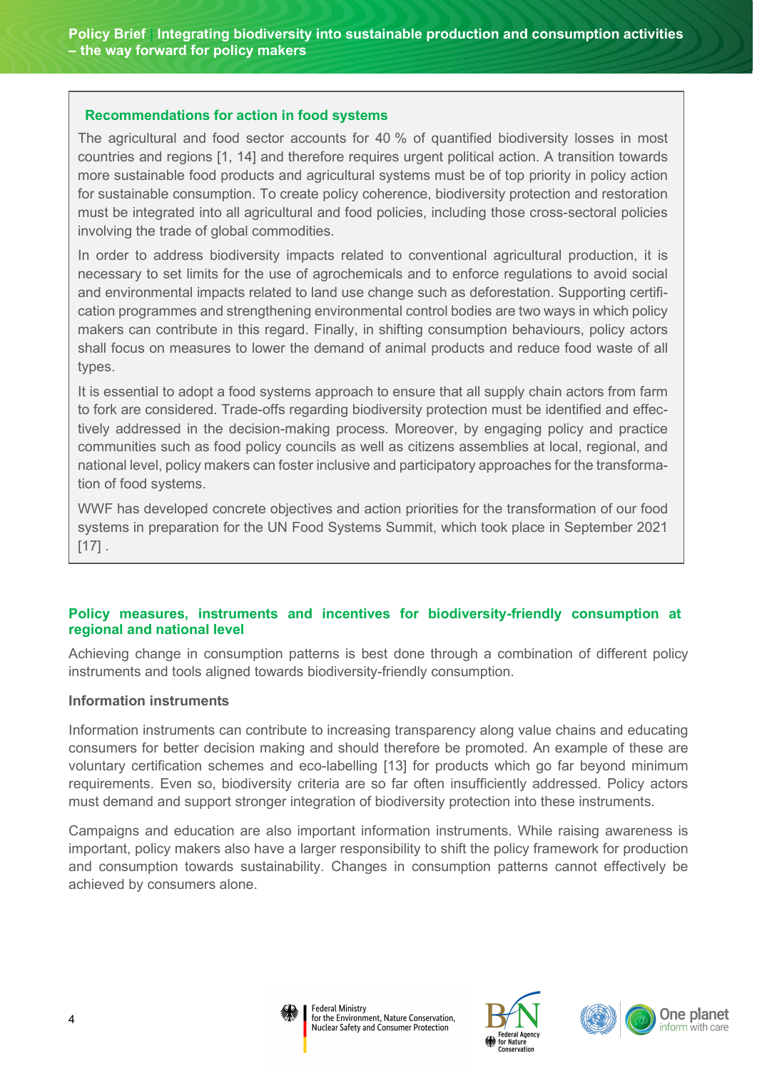### Recommendations for action in food systems

The agricultural and food sector accounts for 40 % of quantified biodiversity losses in most countries and regions [1, 14] and therefore requires urgent political action. A transition towards more sustainable food products and agricultural systems must be of top priority in policy action for sustainable consumption. To create policy coherence, biodiversity protection and restoration must be integrated into all agricultural and food policies, including those cross-sectoral policies involving the trade of global commodities.

In order to address biodiversity impacts related to conventional agricultural production, it is necessary to set limits for the use of agrochemicals and to enforce regulations to avoid social and environmental impacts related to land use change such as deforestation. Supporting certification programmes and strengthening environmental control bodies are two ways in which policy makers can contribute in this regard. Finally, in shifting consumption behaviours, policy actors shall focus on measures to lower the demand of animal products and reduce food waste of all types.

It is essential to adopt a food systems approach to ensure that all supply chain actors from farm to fork are considered. Trade-offs regarding biodiversity protection must be identified and effectively addressed in the decision-making process. Moreover, by engaging policy and practice communities such as food policy councils as well as citizens assemblies at local, regional, and national level, policy makers can foster inclusive and participatory approaches for the transformation of food systems.

WWF has developed concrete objectives and action priorities for the transformation of our food systems in preparation for the UN Food Systems Summit, which took place in September 2021 [17] .

## Policy measures, instruments and incentives for biodiversity-friendly consumption at regional and national level

Achieving change in consumption patterns is best done through a combination of different policy instruments and tools aligned towards biodiversity-friendly consumption.

### Information instruments

Information instruments can contribute to increasing transparency along value chains and educating consumers for better decision making and should therefore be promoted. An example of these are voluntary certification schemes and eco-labelling [13] for products which go far beyond minimum requirements. Even so, biodiversity criteria are so far often insufficiently addressed. Policy actors must demand and support stronger integration of biodiversity protection into these instruments.

Campaigns and education are also important information instruments. While raising awareness is important, policy makers also have a larger responsibility to shift the policy framework for production and consumption towards sustainability. Changes in consumption patterns cannot effectively be achieved by consumers alone.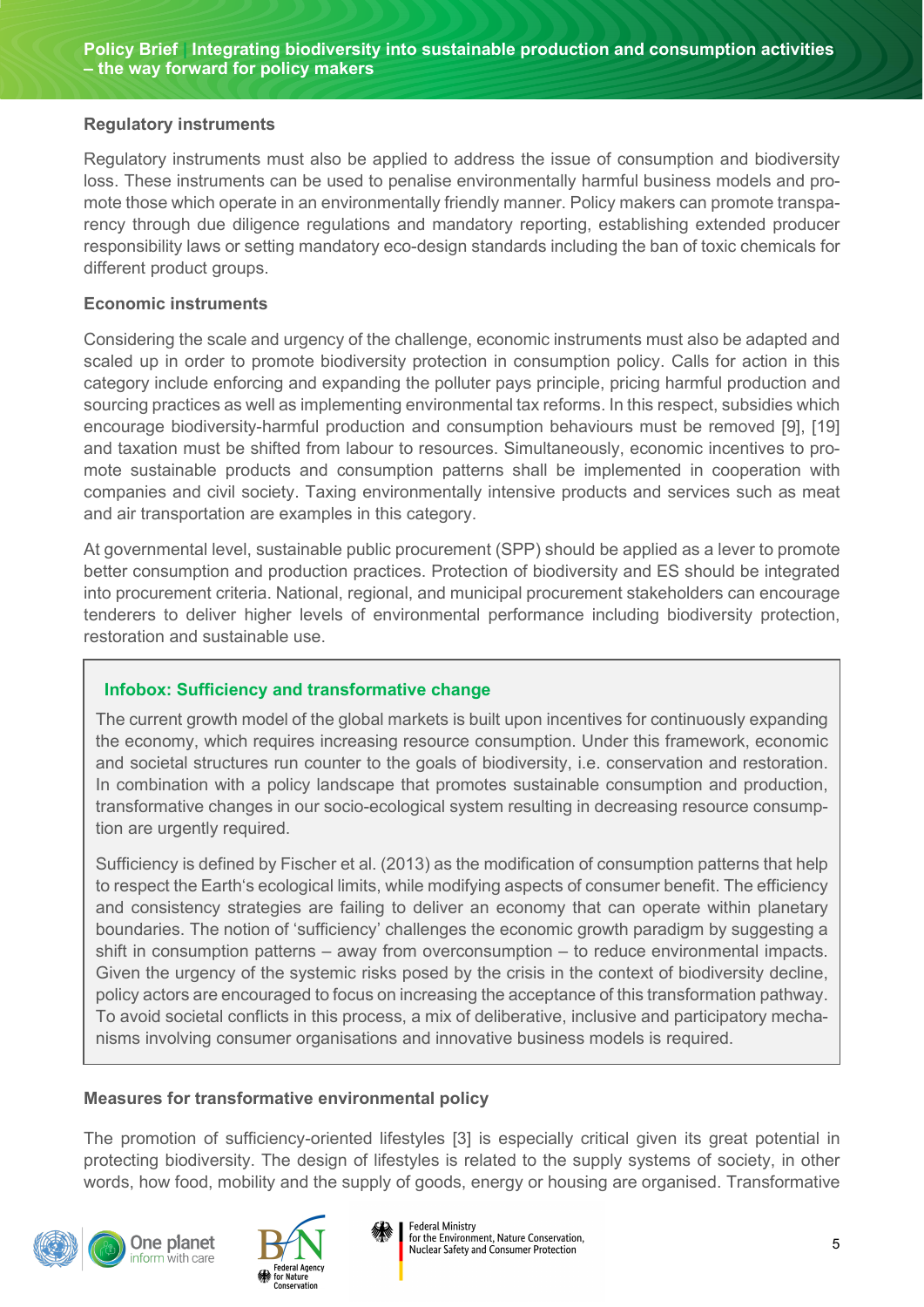### Regulatory instruments

Regulatory instruments must also be applied to address the issue of consumption and biodiversity loss. These instruments can be used to penalise environmentally harmful business models and promote those which operate in an environmentally friendly manner. Policy makers can promote transparency through due diligence regulations and mandatory reporting, establishing extended producer responsibility laws or setting mandatory eco-design standards including the ban of toxic chemicals for different product groups.

### Economic instruments

Considering the scale and urgency of the challenge, economic instruments must also be adapted and scaled up in order to promote biodiversity protection in consumption policy. Calls for action in this category include enforcing and expanding the polluter pays principle, pricing harmful production and sourcing practices as well as implementing environmental tax reforms. In this respect, subsidies which encourage biodiversity-harmful production and consumption behaviours must be removed [9], [19] and taxation must be shifted from labour to resources. Simultaneously, economic incentives to promote sustainable products and consumption patterns shall be implemented in cooperation with companies and civil society. Taxing environmentally intensive products and services such as meat and air transportation are examples in this category.

At governmental level, sustainable public procurement (SPP) should be applied as a lever to promote better consumption and production practices. Protection of biodiversity and ES should be integrated into procurement criteria. National, regional, and municipal procurement stakeholders can encourage tenderers to deliver higher levels of environmental performance including biodiversity protection, restoration and sustainable use.

> **Infobox: Sufficiency and transformative change**
>
> The current growth model of the global markets is built upon incentives for continuously expanding the economy, which requires increasing resource consumption. Under this framework, economic and societal structures run counter to the goals of biodiversity, i.e. conservation and restoration. In combination with a policy landscape that promotes sustainable consumption and production, transformative changes in our socio-ecological system resulting in decreasing resource consumption are urgently required.
>
> Sufficiency is defined by Fischer et al. (2013) as the modification of consumption patterns that help to respect the Earth's ecological limits, while modifying aspects of consumer benefit. The efficiency and consistency strategies are failing to deliver an economy that can operate within planetary boundaries. The notion of 'sufficiency' challenges the economic growth paradigm by suggesting a shift in consumption patterns – away from overconsumption – to reduce environmental impacts. Given the urgency of the systemic risks posed by the crisis in the context of biodiversity decline, policy actors are encouraged to focus on increasing the acceptance of this transformation pathway. To avoid societal conflicts in this process, a mix of deliberative, inclusive and participatory mechanisms involving consumer organisations and innovative business models is required.

### Measures for transformative environmental policy

The promotion of sufficiency-oriented lifestyles [3] is especially critical given its great potential in protecting biodiversity. The design of lifestyles is related to the supply systems of society, in other words, how food, mobility and the supply of goods, energy or housing are organised. Transformative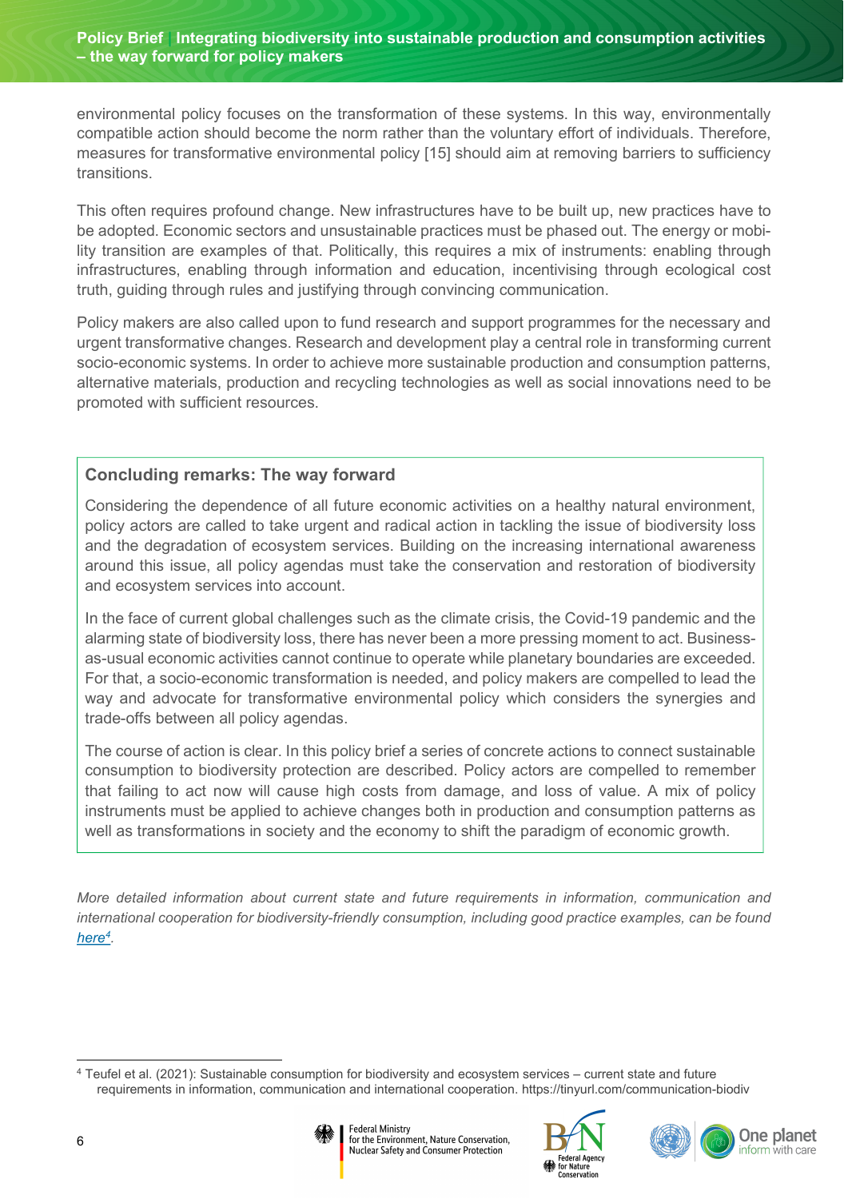environmental policy focuses on the transformation of these systems. In this way, environmentally compatible action should become the norm rather than the voluntary effort of individuals. Therefore, measures for transformative environmental policy [15] should aim at removing barriers to sufficiency transitions.

This often requires profound change. New infrastructures have to be built up, new practices have to be adopted. Economic sectors and unsustainable practices must be phased out. The energy or mobility transition are examples of that. Politically, this requires a mix of instruments: enabling through infrastructures, enabling through information and education, incentivising through ecological cost truth, guiding through rules and justifying through convincing communication.

Policy makers are also called upon to fund research and support programmes for the necessary and urgent transformative changes. Research and development play a central role in transforming current socio-economic systems. In order to achieve more sustainable production and consumption patterns, alternative materials, production and recycling technologies as well as social innovations need to be promoted with sufficient resources.

### Concluding remarks: The way forward

Considering the dependence of all future economic activities on a healthy natural environment, policy actors are called to take urgent and radical action in tackling the issue of biodiversity loss and the degradation of ecosystem services. Building on the increasing international awareness around this issue, all policy agendas must take the conservation and restoration of biodiversity and ecosystem services into account.

In the face of current global challenges such as the climate crisis, the Covid-19 pandemic and the alarming state of biodiversity loss, there has never been a more pressing moment to act. Business-as-usual economic activities cannot continue to operate while planetary boundaries are exceeded. For that, a socio-economic transformation is needed, and policy makers are compelled to lead the way and advocate for transformative environmental policy which considers the synergies and trade-offs between all policy agendas.

The course of action is clear. In this policy brief a series of concrete actions to connect sustainable consumption to biodiversity protection are described. Policy actors are compelled to remember that failing to act now will cause high costs from damage, and loss of value. A mix of policy instruments must be applied to achieve changes both in production and consumption patterns as well as transformations in society and the economy to shift the paradigm of economic growth.

*More detailed information about current state and future requirements in information, communication and international cooperation for biodiversity-friendly consumption, including good practice examples, can be found here[4].*

[4] Teufel et al. (2021): Sustainable consumption for biodiversity and ecosystem services – current state and future requirements in information, communication and international cooperation. https://tinyurl.com/communication-biodiv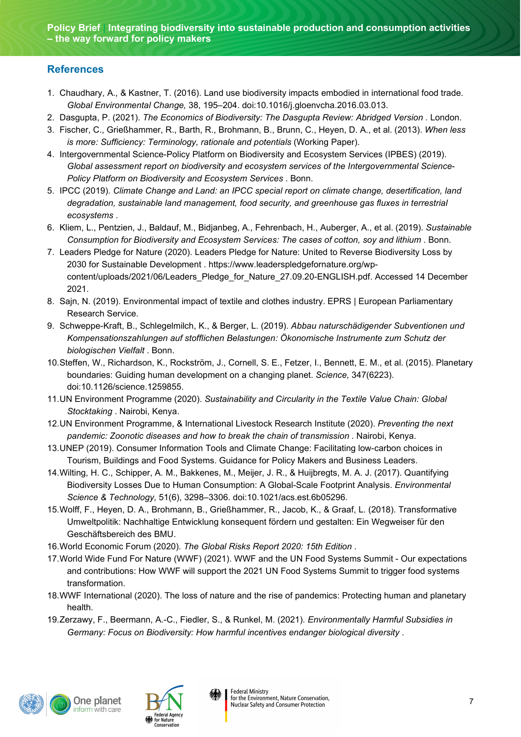## References

1. Chaudhary, A., & Kastner, T. (2016). Land use biodiversity impacts embodied in international food trade. *Global Environmental Change,* 38, 195–204. doi:10.1016/j.gloenvcha.2016.03.013.
2. Dasgupta, P. (2021). *The Economics of Biodiversity: The Dasgupta Review: Abridged Version* . London.
3. Fischer, C., Grießhammer, R., Barth, R., Brohmann, B., Brunn, C., Heyen, D. A., et al. (2013). *When less is more: Sufficiency: Terminology, rationale and potentials* (Working Paper).
4. Intergovernmental Science-Policy Platform on Biodiversity and Ecosystem Services (IPBES) (2019). *Global assessment report on biodiversity and ecosystem services of the Intergovernmental Science-Policy Platform on Biodiversity and Ecosystem Services* . Bonn.
5. IPCC (2019). *Climate Change and Land: an IPCC special report on climate change, desertification, land degradation, sustainable land management, food security, and greenhouse gas fluxes in terrestrial ecosystems* .
6. Kliem, L., Pentzien, J., Baldauf, M., Bidjanbeg, A., Fehrenbach, H., Auberger, A., et al. (2019). *Sustainable Consumption for Biodiversity and Ecosystem Services: The cases of cotton, soy and lithium* . Bonn.
7. Leaders Pledge for Nature (2020). Leaders Pledge for Nature: United to Reverse Biodiversity Loss by 2030 for Sustainable Development . https://www.leaderspledgefornature.org/wp-content/uploads/2021/06/Leaders_Pledge_for_Nature_27.09.20-ENGLISH.pdf. Accessed 14 December 2021.
8. Sajn, N. (2019). Environmental impact of textile and clothes industry. EPRS | European Parliamentary Research Service.
9. Schweppe-Kraft, B., Schlegelmilch, K., & Berger, L. (2019). *Abbau naturschädigender Subventionen und Kompensationszahlungen auf stofflichen Belastungen: Ökonomische Instrumente zum Schutz der biologischen Vielfalt* . Bonn.
10. Steffen, W., Richardson, K., Rockström, J., Cornell, S. E., Fetzer, I., Bennett, E. M., et al. (2015). Planetary boundaries: Guiding human development on a changing planet. *Science,* 347(6223). doi:10.1126/science.1259855.
11. UN Environment Programme (2020). *Sustainability and Circularity in the Textile Value Chain: Global Stocktaking* . Nairobi, Kenya.
12. UN Environment Programme, & International Livestock Research Institute (2020). *Preventing the next pandemic: Zoonotic diseases and how to break the chain of transmission* . Nairobi, Kenya.
13. UNEP (2019). Consumer Information Tools and Climate Change: Facilitating low-carbon choices in Tourism, Buildings and Food Systems. Guidance for Policy Makers and Business Leaders.
14. Wilting, H. C., Schipper, A. M., Bakkenes, M., Meijer, J. R., & Huijbregts, M. A. J. (2017). Quantifying Biodiversity Losses Due to Human Consumption: A Global-Scale Footprint Analysis. *Environmental Science & Technology,* 51(6), 3298–3306. doi:10.1021/acs.est.6b05296.
15. Wolff, F., Heyen, D. A., Brohmann, B., Grießhammer, R., Jacob, K., & Graaf, L. (2018). Transformative Umweltpolitik: Nachhaltige Entwicklung konsequent fördern und gestalten: Ein Wegweiser für den Geschäftsbereich des BMU.
16. World Economic Forum (2020). *The Global Risks Report 2020: 15th Edition* .
17. World Wide Fund For Nature (WWF) (2021). WWF and the UN Food Systems Summit - Our expectations and contributions: How WWF will support the 2021 UN Food Systems Summit to trigger food systems transformation.
18. WWF International (2020). The loss of nature and the rise of pandemics: Protecting human and planetary health.
19. Zerzawy, F., Beermann, A.-C., Fiedler, S., & Runkel, M. (2021). *Environmentally Harmful Subsidies in Germany: Focus on Biodiversity: How harmful incentives endanger biological diversity* .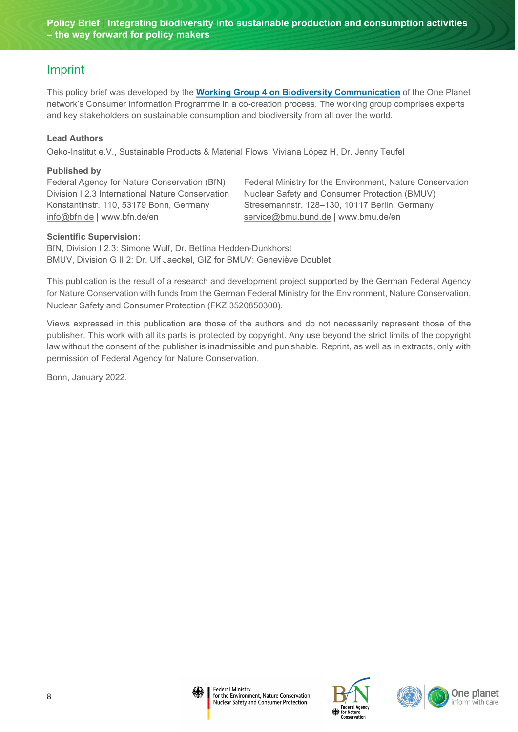## Imprint

This policy brief was developed by the **Working Group 4 on Biodiversity Communication** of the One Planet network's Consumer Information Programme in a co-creation process. The working group comprises experts and key stakeholders on sustainable consumption and biodiversity from all over the world.

**Lead Authors**

Oeko-Institut e.V., Sustainable Products & Material Flows: Viviana López H, Dr. Jenny Teufel

**Published by**

Federal Agency for Nature Conservation (BfN)
Division I 2.3 International Nature Conservation
Konstantinstr. 110, 53179 Bonn, Germany
info@bfn.de | www.bfn.de/en

Federal Ministry for the Environment, Nature Conservation Nuclear Safety and Consumer Protection (BMUV)
Stresemannstr. 128–130, 10117 Berlin, Germany
service@bmu.bund.de | www.bmu.de/en

**Scientific Supervision:**

BfN, Division I 2.3: Simone Wulf, Dr. Bettina Hedden-Dunkhorst
BMUV, Division G II 2: Dr. Ulf Jaeckel, GIZ for BMUV: Geneviève Doublet

This publication is the result of a research and development project supported by the German Federal Agency for Nature Conservation with funds from the German Federal Ministry for the Environment, Nature Conservation, Nuclear Safety and Consumer Protection (FKZ 3520850300).

Views expressed in this publication are those of the authors and do not necessarily represent those of the publisher. This work with all its parts is protected by copyright. Any use beyond the strict limits of the copyright law without the consent of the publisher is inadmissible and punishable. Reprint, as well as in extracts, only with permission of Federal Agency for Nature Conservation.

Bonn, January 2022.